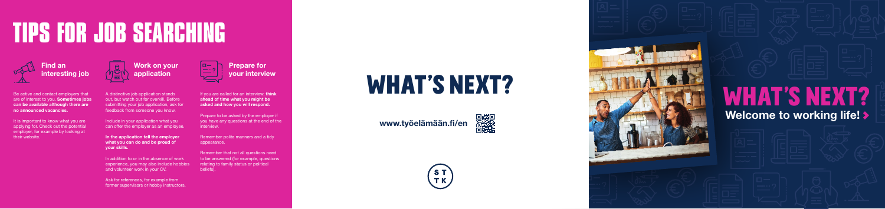# TIPS FOR JOB SEARCHING

## Find an interesting job

Be active and contact employers that are of interest to you. **Sometimes jobs can be available although there are no announced vacancies.**

It is important to know what you are applying for. Check out the potential employer, for example by looking at their website.

## Work on your application

A distinctive job application stands out, but watch out for overkill. Before submitting your job application, ask for feedback from someone you know.

Include in your application what you can offer the employer as an employee.

**In the application tell the employer what you can do and be proud of your skills.**

In addition to or in the absence of work experience, you may also include hobbies and volunteer work in your CV.

Ask for references, for example from former supervisors or hobby instructors.

## Prepare for your interview

If you are called for an interview, **think ahead of time what you might be asked and how you will respond.**

Prepare to be asked by the employer if you have any questions at the end of the interview.

Remember polite manners and a tidy appearance.

Remember that not all questions need to be answered (for example, questions relating to family status or political beliefs).

# WHAT'S NEXT?

**www.työelämään.fi/en**

STTK

# WHAT'S NEXT?

**Welcome to working life!**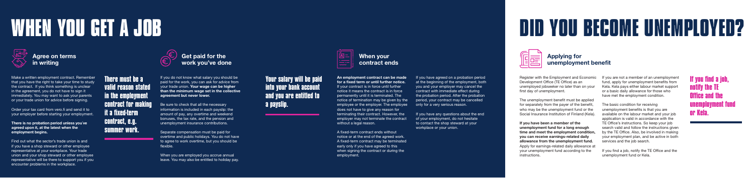# WHEN YOU GET A JOB

## Agree on terms in writing

Make a written employment contract. Remember that you have the right to take your time to study the contract. If you think something is unclear in the agreement, you do not have to sign it immediately. You may want to ask your parents or your trade union for advice before signing.

Order your tax card from vero.fi and send it to your employer before starting your employment.

**There is no probation period unless you've agreed upon it, at the latest when the employment begins.**

Find out what the sector's trade union is and if you have a shop steward or other employee representative at your workplace. Your trade union and your shop steward or other employee representative will be there to support you if you encounter problems in the workplace.

**There must be a valid reason stated in the employment contract for making it a fixed-term contract, e.g. summer work.**

## Get paid for the work you've done

If you do not know what salary you should be paid for the work, you can ask for advice from your trade union. **Your wage can be higher than the minimum wage set in the collective agreement but never lower.**

Be sure to check that all the necessary information is included in each payslip: the amount of pay, any overtime and weekend bonuses, the tax rate, and the pension and unemployment insurance contributions.

Separate compensation must be paid for overtime and public holidays. You do not have to agree to work overtime, but you should be flexible.

When you are employed you accrue annual leave. You may also be entitled to holiday pay.

**Your salary will be paid into your bank account and you are entitled to a payslip.**

## When your contract ends

**An employment contract can be made for a fixed term or until further notice.** If your contract is in force until further notice it means the contract is in force permanently until it is terminated. The notice of termination may be given by the employee or the employer. The employee does not have to give any reason for terminating their contract. However, the employer may not terminate the contract without a legal reason.

A fixed-term contract ends without notice or at the end of the agreed work. A fixed-term contract may be terminated early only if you have agreed to this when signing the contract or during the employment.

If you have agreed on a probation period at the beginning of the employment, both you and your employer may cancel the contract with immediate effect during the probation period. After the probation period, your contract may be cancelled only for a very serious reason.

If you have any questions about the end of your employment, do not hesitate to contact the shop steward at your workplace or your union.

# DID YOU BECOME UNEMPLOYED?

## Applying for unemployment benefit

Register with the Employment and Economic Development Office (TE Office) as an unemployed jobseeker no later than on your first day of unemployment.

The unemployment benefit must be applied for separately from the payer of the benefit, who may be the unemployment fund or the Social Insurance Institution of Finland (Kela).

**If you have been a member of the unemployment fund for a long enough time and meet the employment condition, you can receive earnings-related daily allowance from the unemployment fund.** Apply for earnings-related daily allowance at your unemployment fund according to the instructions.

If you are not a member of an unemployment fund, apply for unemployment benefits from Kela. Kela pays either labour market support or a basic daily allowance for those who have met the employment condition.

The basic condition for receiving unemployment benefits is that you are available on the labour market and your job application is valid in accordance with the TE Office's instructions. So keep your job search valid and follow the instructions given by the TE Office. Also, be involved in making your employment plan, and be active in both services and the job search.

If you find a job, notify the TE Office and the unemployment fund or Kela.

**If you find a job, notify the TE Office and the unemployment fund or Kela.**